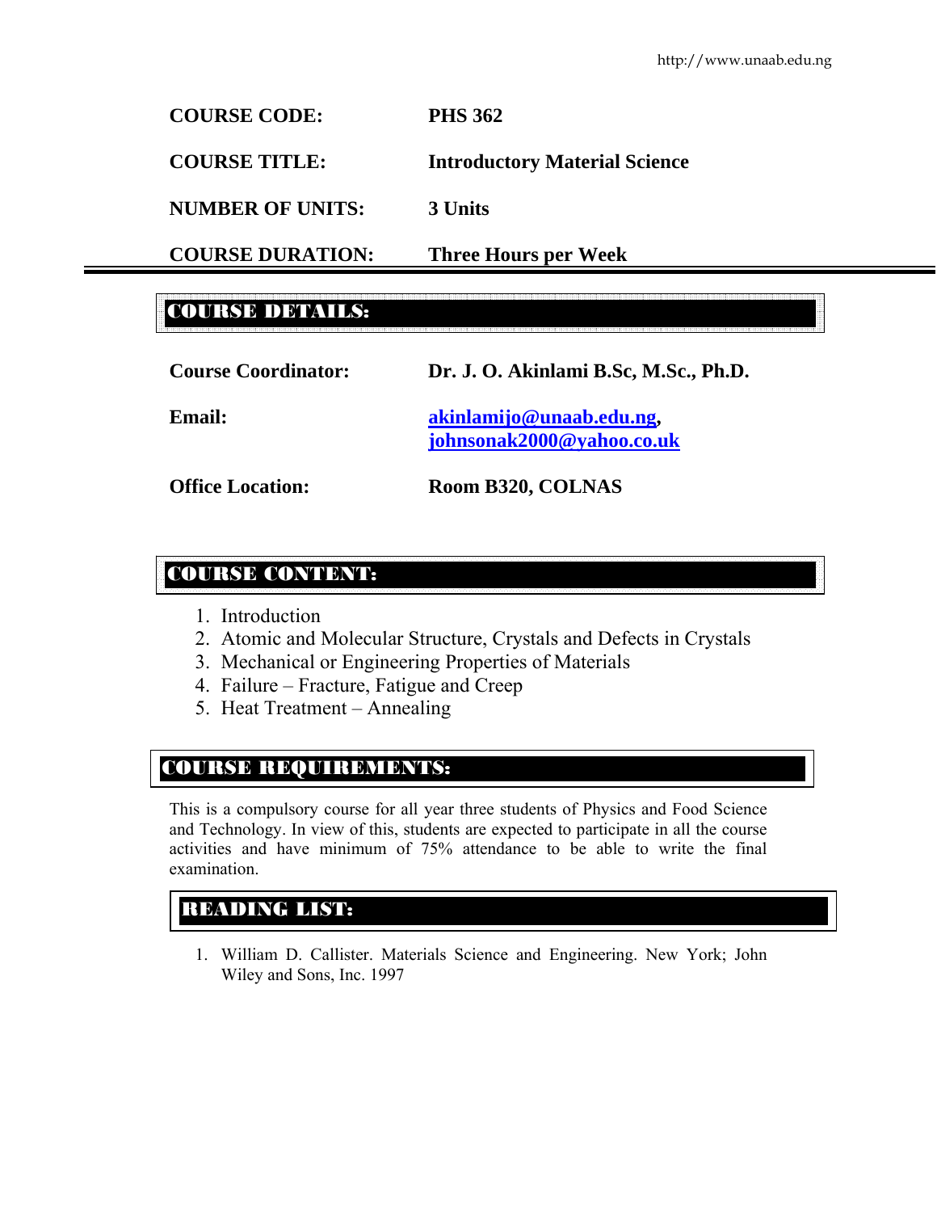| | |
|---|---|
| **COURSE CODE:** | **PHS 362** |
| **COURSE TITLE:** | **Introductory Material Science** |
| **NUMBER OF UNITS:** | **3 Units** |
| **COURSE DURATION:** | **Three Hours per Week** |

## COURSE DETAILS:

| | |
|---|---|
| **Course Coordinator:** | **Dr. J. O. Akinlami B.Sc, M.Sc., Ph.D.** |
| **Email:** | **akinlamijo@unaab.edu.ng, johnsonak2000@yahoo.co.uk** |
| **Office Location:** | **Room B320, COLNAS** |

## COURSE CONTENT:

1. Introduction
2. Atomic and Molecular Structure, Crystals and Defects in Crystals
3. Mechanical or Engineering Properties of Materials
4. Failure – Fracture, Fatigue and Creep
5. Heat Treatment – Annealing

## COURSE REQUIREMENTS:

This is a compulsory course for all year three students of Physics and Food Science and Technology. In view of this, students are expected to participate in all the course activities and have minimum of 75% attendance to be able to write the final examination.

## READING LIST:

1. William D. Callister. Materials Science and Engineering. New York; John Wiley and Sons, Inc. 1997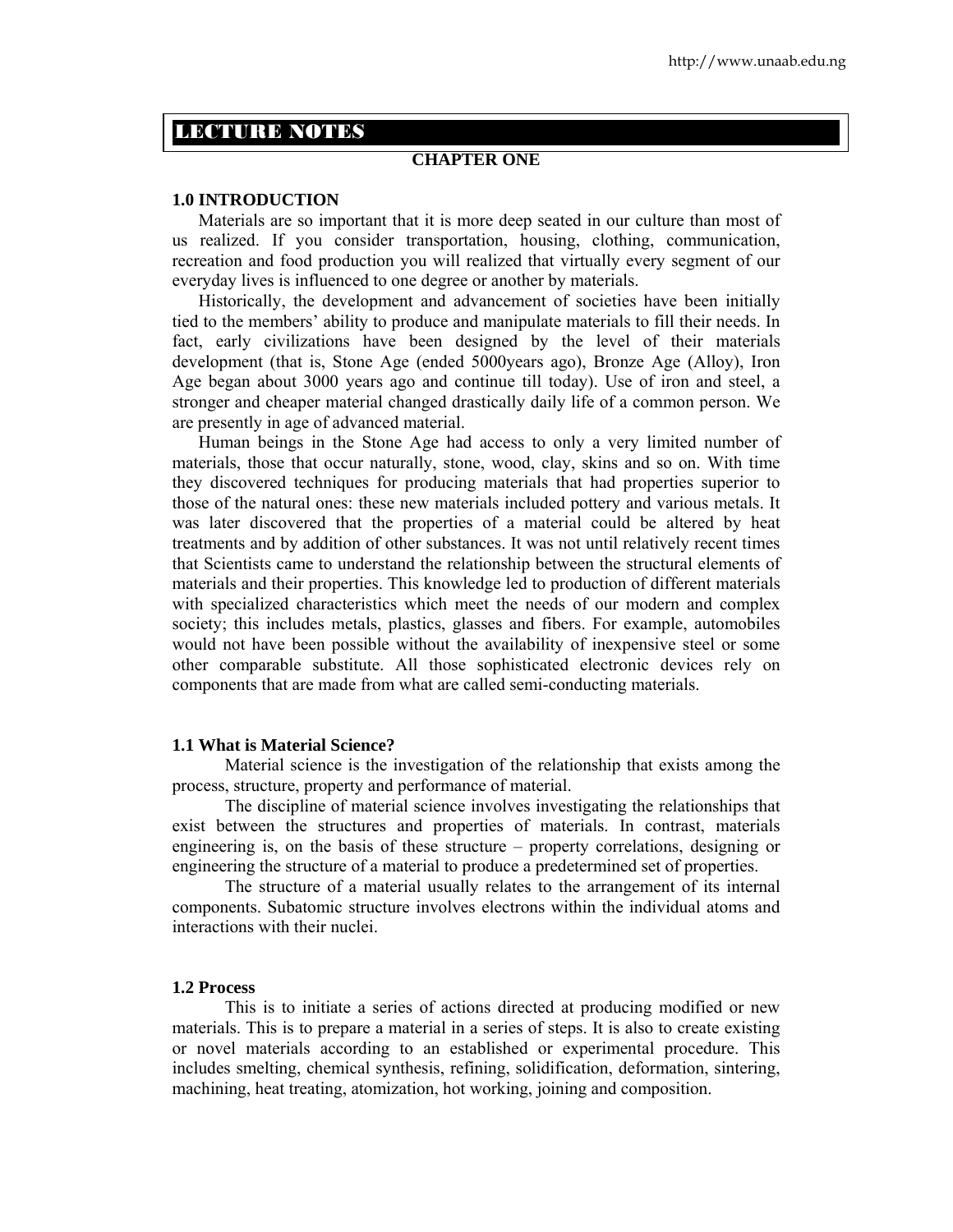# LECTURE NOTES

## CHAPTER ONE

### 1.0 INTRODUCTION

Materials are so important that it is more deep seated in our culture than most of us realized. If you consider transportation, housing, clothing, communication, recreation and food production you will realized that virtually every segment of our everyday lives is influenced to one degree or another by materials.

Historically, the development and advancement of societies have been initially tied to the members' ability to produce and manipulate materials to fill their needs. In fact, early civilizations have been designed by the level of their materials development (that is, Stone Age (ended 5000years ago), Bronze Age (Alloy), Iron Age began about 3000 years ago and continue till today). Use of iron and steel, a stronger and cheaper material changed drastically daily life of a common person. We are presently in age of advanced material.

Human beings in the Stone Age had access to only a very limited number of materials, those that occur naturally, stone, wood, clay, skins and so on. With time they discovered techniques for producing materials that had properties superior to those of the natural ones: these new materials included pottery and various metals. It was later discovered that the properties of a material could be altered by heat treatments and by addition of other substances. It was not until relatively recent times that Scientists came to understand the relationship between the structural elements of materials and their properties. This knowledge led to production of different materials with specialized characteristics which meet the needs of our modern and complex society; this includes metals, plastics, glasses and fibers. For example, automobiles would not have been possible without the availability of inexpensive steel or some other comparable substitute. All those sophisticated electronic devices rely on components that are made from what are called semi-conducting materials.

### 1.1 What is Material Science?

Material science is the investigation of the relationship that exists among the process, structure, property and performance of material.

The discipline of material science involves investigating the relationships that exist between the structures and properties of materials. In contrast, materials engineering is, on the basis of these structure – property correlations, designing or engineering the structure of a material to produce a predetermined set of properties.

The structure of a material usually relates to the arrangement of its internal components. Subatomic structure involves electrons within the individual atoms and interactions with their nuclei.

### 1.2 Process

This is to initiate a series of actions directed at producing modified or new materials. This is to prepare a material in a series of steps. It is also to create existing or novel materials according to an established or experimental procedure. This includes smelting, chemical synthesis, refining, solidification, deformation, sintering, machining, heat treating, atomization, hot working, joining and composition.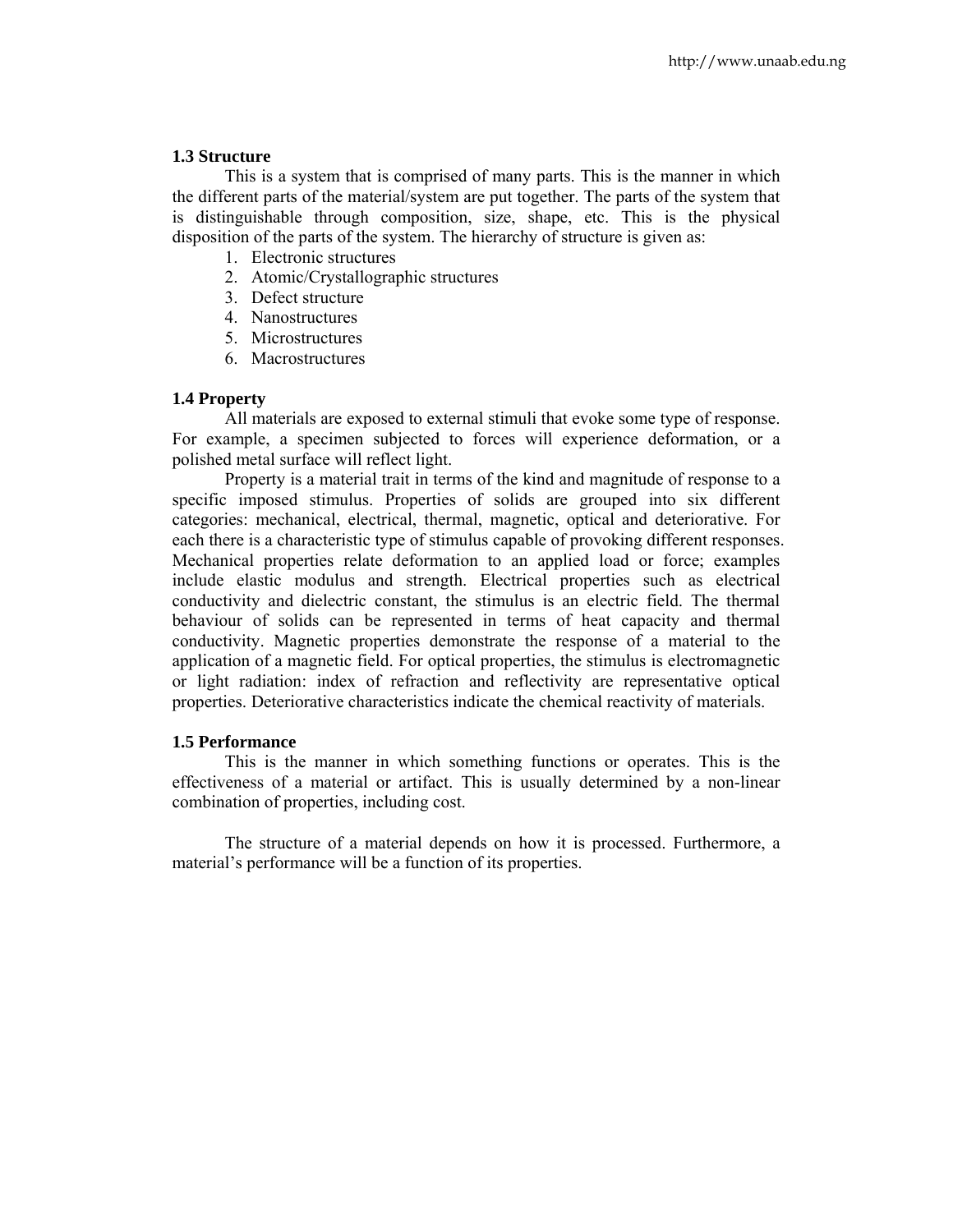## 1.3 Structure

This is a system that is comprised of many parts. This is the manner in which the different parts of the material/system are put together. The parts of the system that is distinguishable through composition, size, shape, etc. This is the physical disposition of the parts of the system. The hierarchy of structure is given as:

1. Electronic structures
2. Atomic/Crystallographic structures
3. Defect structure
4. Nanostructures
5. Microstructures
6. Macrostructures

## 1.4 Property

All materials are exposed to external stimuli that evoke some type of response. For example, a specimen subjected to forces will experience deformation, or a polished metal surface will reflect light.

Property is a material trait in terms of the kind and magnitude of response to a specific imposed stimulus. Properties of solids are grouped into six different categories: mechanical, electrical, thermal, magnetic, optical and deteriorative. For each there is a characteristic type of stimulus capable of provoking different responses. Mechanical properties relate deformation to an applied load or force; examples include elastic modulus and strength. Electrical properties such as electrical conductivity and dielectric constant, the stimulus is an electric field. The thermal behaviour of solids can be represented in terms of heat capacity and thermal conductivity. Magnetic properties demonstrate the response of a material to the application of a magnetic field. For optical properties, the stimulus is electromagnetic or light radiation: index of refraction and reflectivity are representative optical properties. Deteriorative characteristics indicate the chemical reactivity of materials.

## 1.5 Performance

This is the manner in which something functions or operates. This is the effectiveness of a material or artifact. This is usually determined by a non-linear combination of properties, including cost.

The structure of a material depends on how it is processed. Furthermore, a material's performance will be a function of its properties.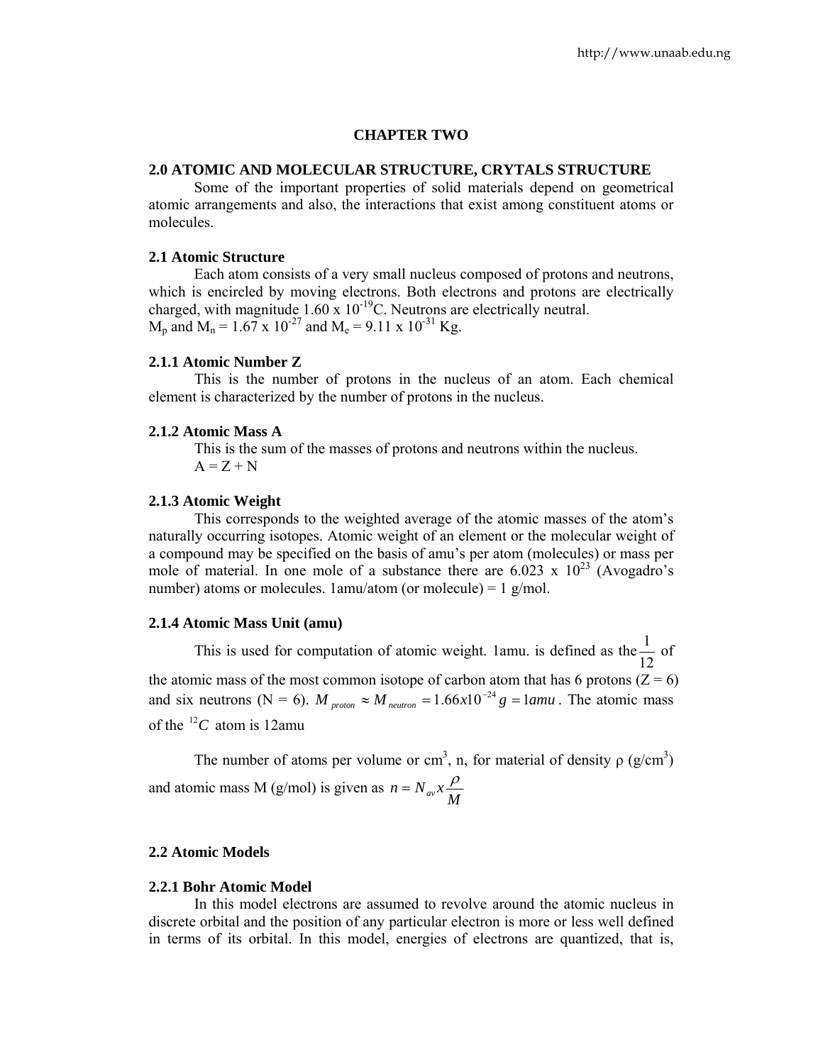# CHAPTER TWO

## 2.0 ATOMIC AND MOLECULAR STRUCTURE, CRYTALS STRUCTURE

Some of the important properties of solid materials depend on geometrical atomic arrangements and also, the interactions that exist among constituent atoms or molecules.

### 2.1 Atomic Structure

Each atom consists of a very small nucleus composed of protons and neutrons, which is encircled by moving electrons. Both electrons and protons are electrically charged, with magnitude $1.60 \times 10^{-19}$C. Neutrons are electrically neutral.
$M_p$ and $M_n = 1.67 \times 10^{-27}$ and $M_e = 9.11 \times 10^{-31}$ Kg.

#### 2.1.1 Atomic Number Z

This is the number of protons in the nucleus of an atom. Each chemical element is characterized by the number of protons in the nucleus.

#### 2.1.2 Atomic Mass A

This is the sum of the masses of protons and neutrons within the nucleus.
$A = Z + N$

#### 2.1.3 Atomic Weight

This corresponds to the weighted average of the atomic masses of the atom's naturally occurring isotopes. Atomic weight of an element or the molecular weight of a compound may be specified on the basis of amu's per atom (molecules) or mass per mole of material. In one mole of a substance there are $6.023 \times 10^{23}$ (Avogadro's number) atoms or molecules. 1amu/atom (or molecule) = 1 g/mol.

#### 2.1.4 Atomic Mass Unit (amu)

This is used for computation of atomic weight. 1amu. is defined as the $\frac{1}{12}$ of the atomic mass of the most common isotope of carbon atom that has 6 protons (Z = 6) and six neutrons (N = 6). $M_{proton} \approx M_{neutron} = 1.66x10^{-24} g = 1amu$. The atomic mass of the $^{12}C$ atom is 12amu

The number of atoms per volume or $cm^3$, n, for material of density ρ ($g/cm^3$) and atomic mass M (g/mol) is given as $n = N_{av} x \frac{\rho}{M}$

### 2.2 Atomic Models

#### 2.2.1 Bohr Atomic Model

In this model electrons are assumed to revolve around the atomic nucleus in discrete orbital and the position of any particular electron is more or less well defined in terms of its orbital. In this model, energies of electrons are quantized, that is,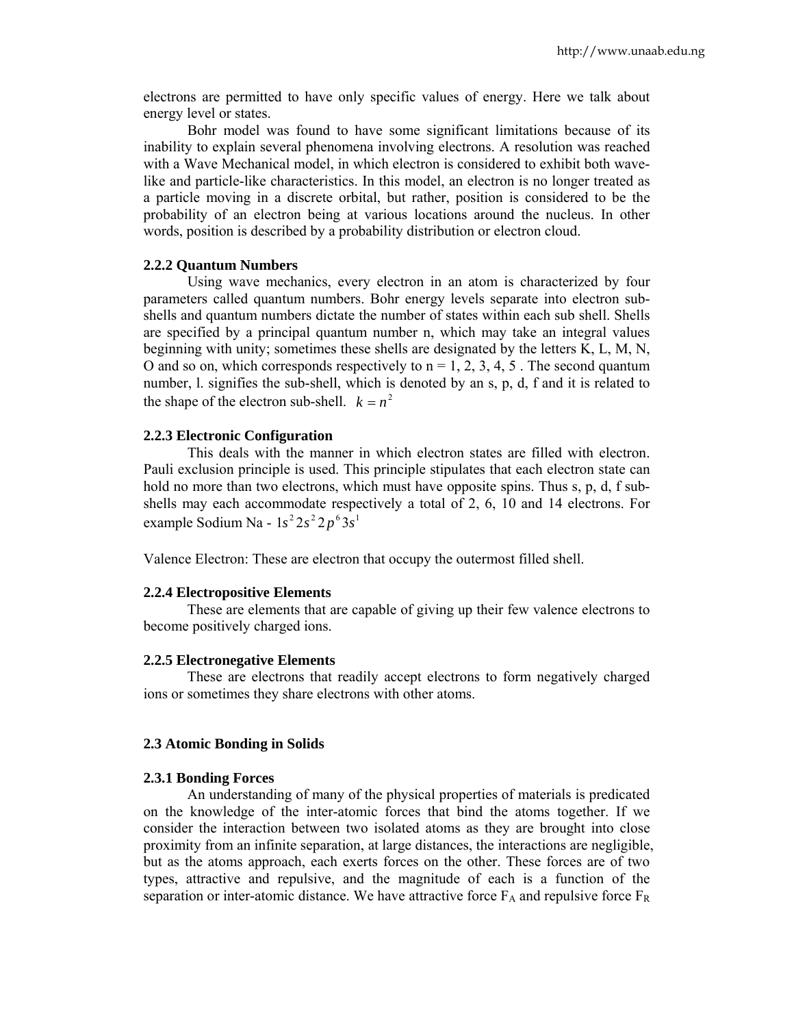electrons are permitted to have only specific values of energy. Here we talk about energy level or states.

Bohr model was found to have some significant limitations because of its inability to explain several phenomena involving electrons. A resolution was reached with a Wave Mechanical model, in which electron is considered to exhibit both wave-like and particle-like characteristics. In this model, an electron is no longer treated as a particle moving in a discrete orbital, but rather, position is considered to be the probability of an electron being at various locations around the nucleus. In other words, position is described by a probability distribution or electron cloud.

### 2.2.2 Quantum Numbers

Using wave mechanics, every electron in an atom is characterized by four parameters called quantum numbers. Bohr energy levels separate into electron sub-shells and quantum numbers dictate the number of states within each sub shell. Shells are specified by a principal quantum number n, which may take an integral values beginning with unity; sometimes these shells are designated by the letters K, L, M, N, O and so on, which corresponds respectively to n = 1, 2, 3, 4, 5 . The second quantum number, l. signifies the sub-shell, which is denoted by an s, p, d, f and it is related to the shape of the electron sub-shell. $k = n^2$

### 2.2.3 Electronic Configuration

This deals with the manner in which electron states are filled with electron. Pauli exclusion principle is used. This principle stipulates that each electron state can hold no more than two electrons, which must have opposite spins. Thus s, p, d, f sub-shells may each accommodate respectively a total of 2, 6, 10 and 14 electrons. For example Sodium Na - $1s^2 2s^2 2p^6 3s^1$

Valence Electron: These are electron that occupy the outermost filled shell.

### 2.2.4 Electropositive Elements

These are elements that are capable of giving up their few valence electrons to become positively charged ions.

### 2.2.5 Electronegative Elements

These are electrons that readily accept electrons to form negatively charged ions or sometimes they share electrons with other atoms.

## 2.3 Atomic Bonding in Solids

### 2.3.1 Bonding Forces

An understanding of many of the physical properties of materials is predicated on the knowledge of the inter-atomic forces that bind the atoms together. If we consider the interaction between two isolated atoms as they are brought into close proximity from an infinite separation, at large distances, the interactions are negligible, but as the atoms approach, each exerts forces on the other. These forces are of two types, attractive and repulsive, and the magnitude of each is a function of the separation or inter-atomic distance. We have attractive force $F_A$ and repulsive force $F_R$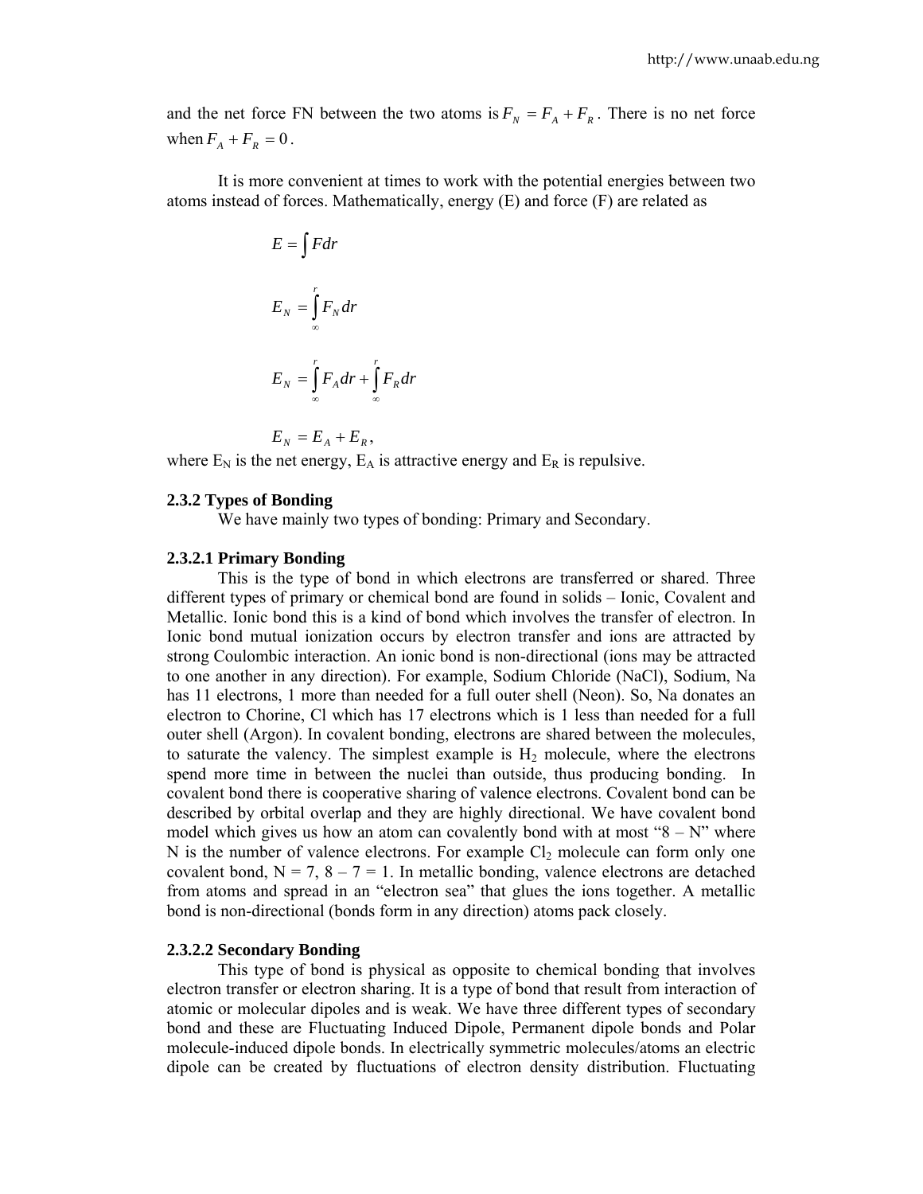and the net force FN between the two atoms is $F_N = F_A + F_R$. There is no net force when $F_A + F_R = 0$.

It is more convenient at times to work with the potential energies between two atoms instead of forces. Mathematically, energy (E) and force (F) are related as

$$E = \int F dr$$

$$E_N = \int_{\infty}^{r} F_N dr$$

$$E_N = \int_{\infty}^{r} F_A dr + \int_{\infty}^{r} F_R dr$$

$$E_N = E_A + E_R,$$

where $E_N$ is the net energy, $E_A$ is attractive energy and $E_R$ is repulsive.

#### 2.3.2 Types of Bonding

We have mainly two types of bonding: Primary and Secondary.

##### 2.3.2.1 Primary Bonding

This is the type of bond in which electrons are transferred or shared. Three different types of primary or chemical bond are found in solids – Ionic, Covalent and Metallic. Ionic bond this is a kind of bond which involves the transfer of electron. In Ionic bond mutual ionization occurs by electron transfer and ions are attracted by strong Coulombic interaction. An ionic bond is non-directional (ions may be attracted to one another in any direction). For example, Sodium Chloride (NaCl), Sodium, Na has 11 electrons, 1 more than needed for a full outer shell (Neon). So, Na donates an electron to Chorine, Cl which has 17 electrons which is 1 less than needed for a full outer shell (Argon). In covalent bonding, electrons are shared between the molecules, to saturate the valency. The simplest example is $H_2$ molecule, where the electrons spend more time in between the nuclei than outside, thus producing bonding. In covalent bond there is cooperative sharing of valence electrons. Covalent bond can be described by orbital overlap and they are highly directional. We have covalent bond model which gives us how an atom can covalently bond with at most "8 – N" where N is the number of valence electrons. For example $Cl_2$ molecule can form only one covalent bond, N = 7, 8 – 7 = 1. In metallic bonding, valence electrons are detached from atoms and spread in an "electron sea" that glues the ions together. A metallic bond is non-directional (bonds form in any direction) atoms pack closely.

##### 2.3.2.2 Secondary Bonding

This type of bond is physical as opposite to chemical bonding that involves electron transfer or electron sharing. It is a type of bond that result from interaction of atomic or molecular dipoles and is weak. We have three different types of secondary bond and these are Fluctuating Induced Dipole, Permanent dipole bonds and Polar molecule-induced dipole bonds. In electrically symmetric molecules/atoms an electric dipole can be created by fluctuations of electron density distribution. Fluctuating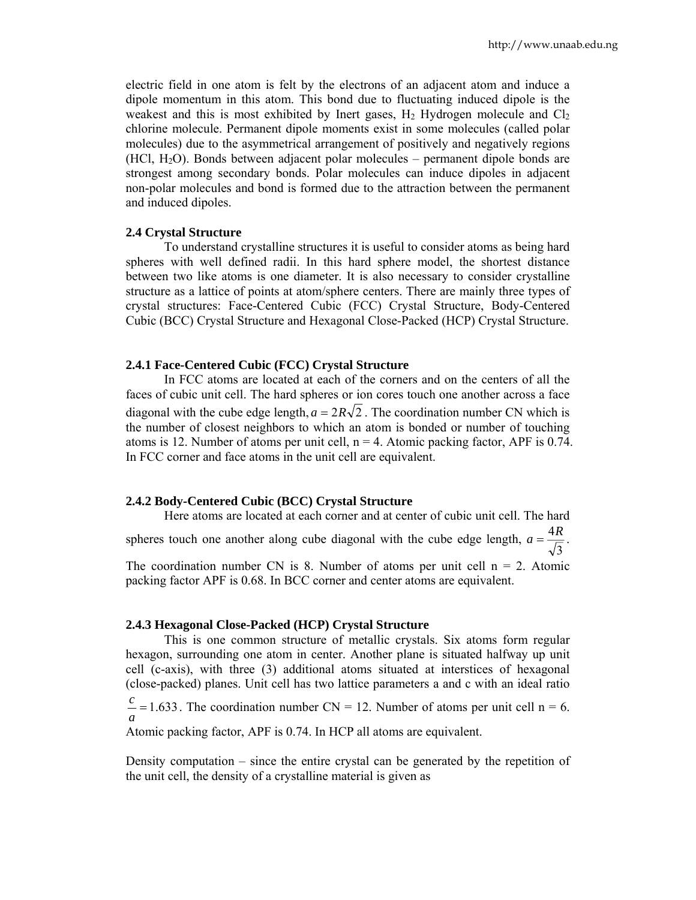electric field in one atom is felt by the electrons of an adjacent atom and induce a dipole momentum in this atom. This bond due to fluctuating induced dipole is the weakest and this is most exhibited by Inert gases, $H_2$ Hydrogen molecule and $Cl_2$ chlorine molecule. Permanent dipole moments exist in some molecules (called polar molecules) due to the asymmetrical arrangement of positively and negatively regions (HCl, $H_2O$). Bonds between adjacent polar molecules – permanent dipole bonds are strongest among secondary bonds. Polar molecules can induce dipoles in adjacent non-polar molecules and bond is formed due to the attraction between the permanent and induced dipoles.

### 2.4 Crystal Structure

To understand crystalline structures it is useful to consider atoms as being hard spheres with well defined radii. In this hard sphere model, the shortest distance between two like atoms is one diameter. It is also necessary to consider crystalline structure as a lattice of points at atom/sphere centers. There are mainly three types of crystal structures: Face-Centered Cubic (FCC) Crystal Structure, Body-Centered Cubic (BCC) Crystal Structure and Hexagonal Close-Packed (HCP) Crystal Structure.

#### 2.4.1 Face-Centered Cubic (FCC) Crystal Structure

In FCC atoms are located at each of the corners and on the centers of all the faces of cubic unit cell. The hard spheres or ion cores touch one another across a face diagonal with the cube edge length, $a = 2R\sqrt{2}$. The coordination number CN which is the number of closest neighbors to which an atom is bonded or number of touching atoms is 12. Number of atoms per unit cell, n = 4. Atomic packing factor, APF is 0.74. In FCC corner and face atoms in the unit cell are equivalent.

#### 2.4.2 Body-Centered Cubic (BCC) Crystal Structure

Here atoms are located at each corner and at center of cubic unit cell. The hard spheres touch one another along cube diagonal with the cube edge length, $a = \frac{4R}{\sqrt{3}}$. The coordination number CN is 8. Number of atoms per unit cell n = 2. Atomic packing factor APF is 0.68. In BCC corner and center atoms are equivalent.

#### 2.4.3 Hexagonal Close-Packed (HCP) Crystal Structure

This is one common structure of metallic crystals. Six atoms form regular hexagon, surrounding one atom in center. Another plane is situated halfway up unit cell (c-axis), with three (3) additional atoms situated at interstices of hexagonal (close-packed) planes. Unit cell has two lattice parameters a and c with an ideal ratio $\frac{c}{a} = 1.633$. The coordination number CN = 12. Number of atoms per unit cell n = 6. Atomic packing factor, APF is 0.74. In HCP all atoms are equivalent.

Density computation – since the entire crystal can be generated by the repetition of the unit cell, the density of a crystalline material is given as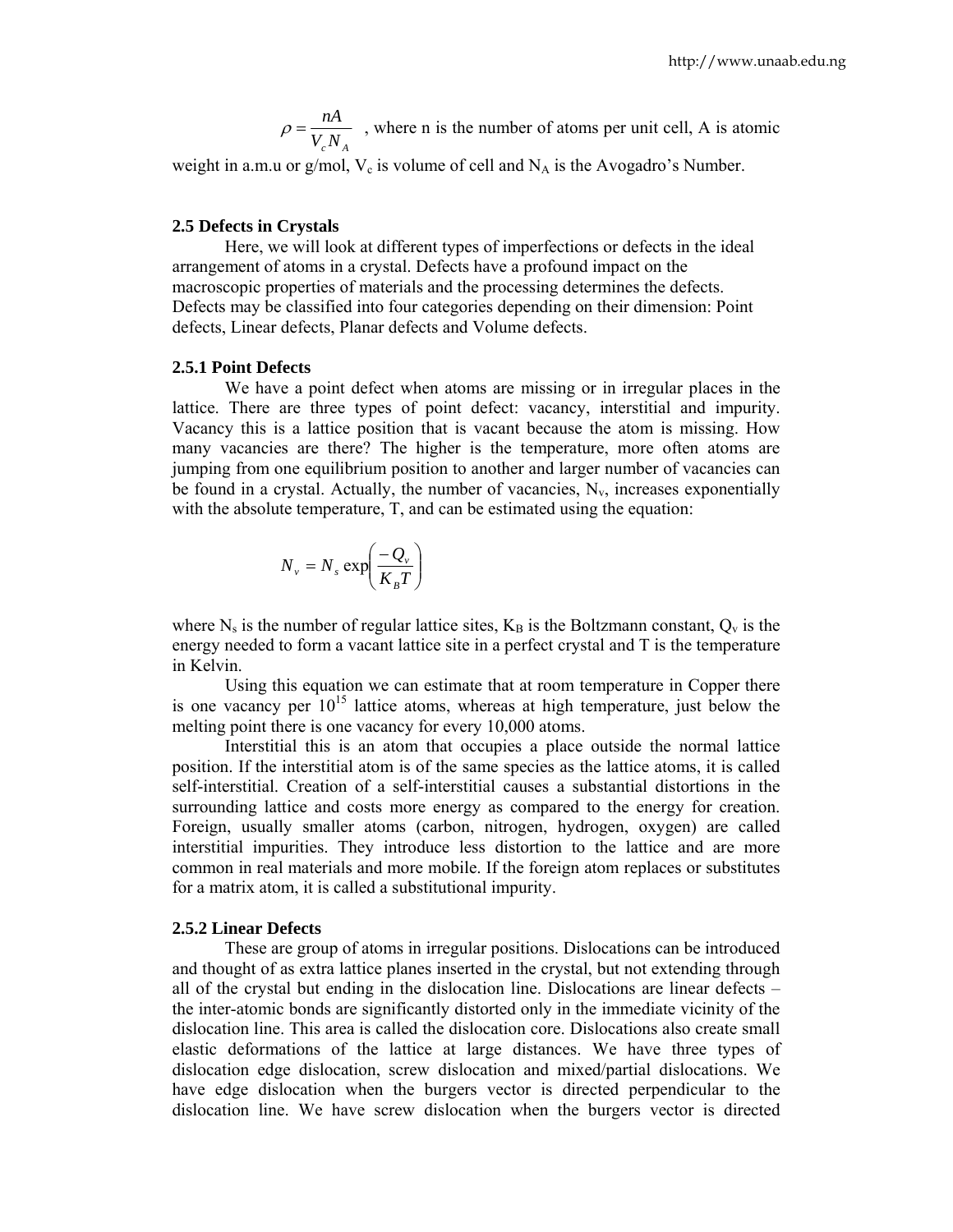$$\rho = \frac{nA}{V_c N_A}$$ , where n is the number of atoms per unit cell, A is atomic weight in a.m.u or g/mol, $V_c$ is volume of cell and $N_A$ is the Avogadro's Number.

## 2.5 Defects in Crystals

Here, we will look at different types of imperfections or defects in the ideal arrangement of atoms in a crystal. Defects have a profound impact on the macroscopic properties of materials and the processing determines the defects. Defects may be classified into four categories depending on their dimension: Point defects, Linear defects, Planar defects and Volume defects.

### 2.5.1 Point Defects

We have a point defect when atoms are missing or in irregular places in the lattice. There are three types of point defect: vacancy, interstitial and impurity. Vacancy this is a lattice position that is vacant because the atom is missing. How many vacancies are there? The higher is the temperature, more often atoms are jumping from one equilibrium position to another and larger number of vacancies can be found in a crystal. Actually, the number of vacancies, $N_v$, increases exponentially with the absolute temperature, T, and can be estimated using the equation:

$$N_v = N_s \exp\left(\frac{-Q_v}{K_B T}\right)$$

where $N_s$ is the number of regular lattice sites, $K_B$ is the Boltzmann constant, $Q_v$ is the energy needed to form a vacant lattice site in a perfect crystal and T is the temperature in Kelvin.

Using this equation we can estimate that at room temperature in Copper there is one vacancy per $10^{15}$ lattice atoms, whereas at high temperature, just below the melting point there is one vacancy for every 10,000 atoms.

Interstitial this is an atom that occupies a place outside the normal lattice position. If the interstitial atom is of the same species as the lattice atoms, it is called self-interstitial. Creation of a self-interstitial causes a substantial distortions in the surrounding lattice and costs more energy as compared to the energy for creation. Foreign, usually smaller atoms (carbon, nitrogen, hydrogen, oxygen) are called interstitial impurities. They introduce less distortion to the lattice and are more common in real materials and more mobile. If the foreign atom replaces or substitutes for a matrix atom, it is called a substitutional impurity.

### 2.5.2 Linear Defects

These are group of atoms in irregular positions. Dislocations can be introduced and thought of as extra lattice planes inserted in the crystal, but not extending through all of the crystal but ending in the dislocation line. Dislocations are linear defects – the inter-atomic bonds are significantly distorted only in the immediate vicinity of the dislocation line. This area is called the dislocation core. Dislocations also create small elastic deformations of the lattice at large distances. We have three types of dislocation edge dislocation, screw dislocation and mixed/partial dislocations. We have edge dislocation when the burgers vector is directed perpendicular to the dislocation line. We have screw dislocation when the burgers vector is directed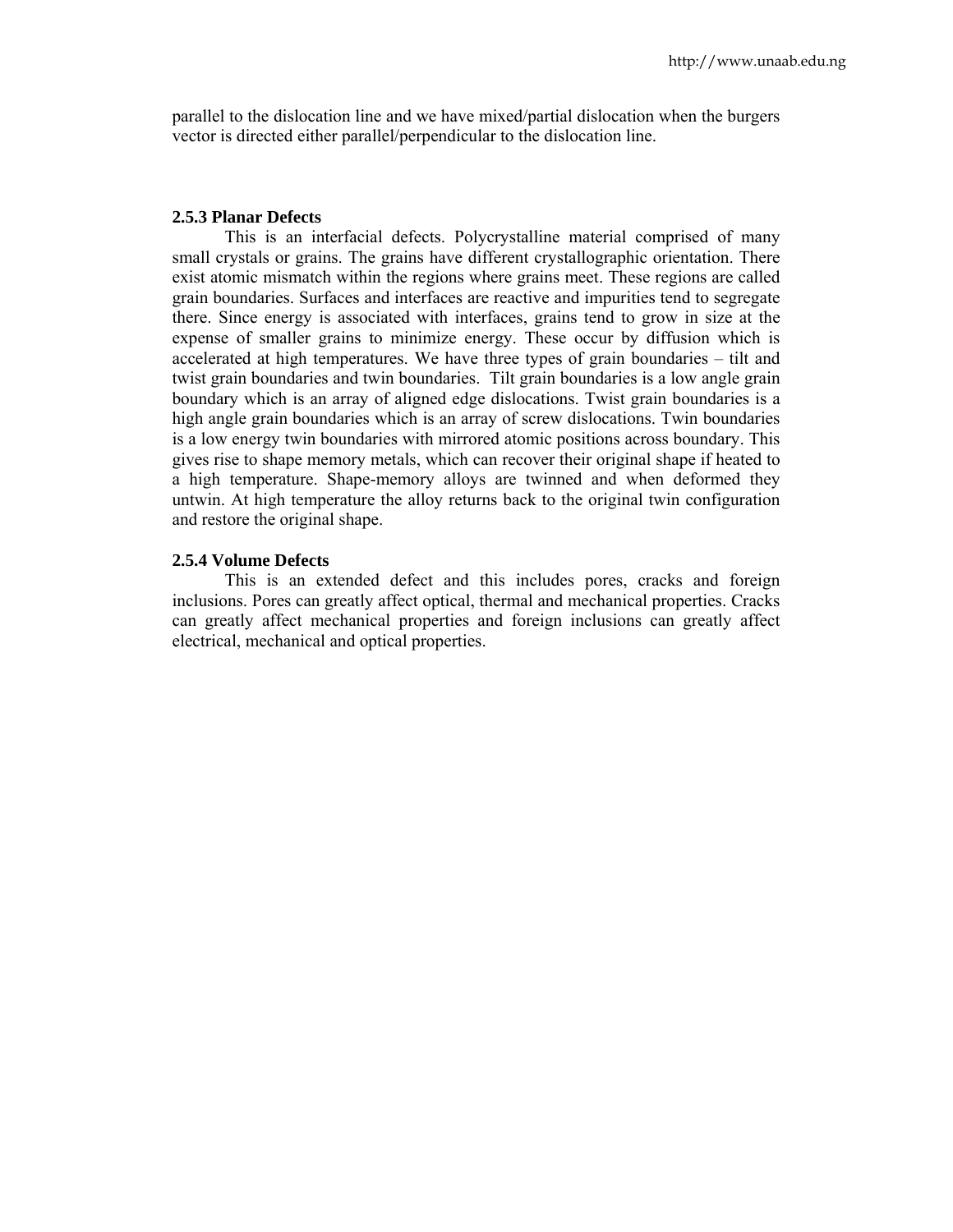parallel to the dislocation line and we have mixed/partial dislocation when the burgers vector is directed either parallel/perpendicular to the dislocation line.

### 2.5.3 Planar Defects

This is an interfacial defects. Polycrystalline material comprised of many small crystals or grains. The grains have different crystallographic orientation. There exist atomic mismatch within the regions where grains meet. These regions are called grain boundaries. Surfaces and interfaces are reactive and impurities tend to segregate there. Since energy is associated with interfaces, grains tend to grow in size at the expense of smaller grains to minimize energy. These occur by diffusion which is accelerated at high temperatures. We have three types of grain boundaries – tilt and twist grain boundaries and twin boundaries. Tilt grain boundaries is a low angle grain boundary which is an array of aligned edge dislocations. Twist grain boundaries is a high angle grain boundaries which is an array of screw dislocations. Twin boundaries is a low energy twin boundaries with mirrored atomic positions across boundary. This gives rise to shape memory metals, which can recover their original shape if heated to a high temperature. Shape-memory alloys are twinned and when deformed they untwin. At high temperature the alloy returns back to the original twin configuration and restore the original shape.

### 2.5.4 Volume Defects

This is an extended defect and this includes pores, cracks and foreign inclusions. Pores can greatly affect optical, thermal and mechanical properties. Cracks can greatly affect mechanical properties and foreign inclusions can greatly affect electrical, mechanical and optical properties.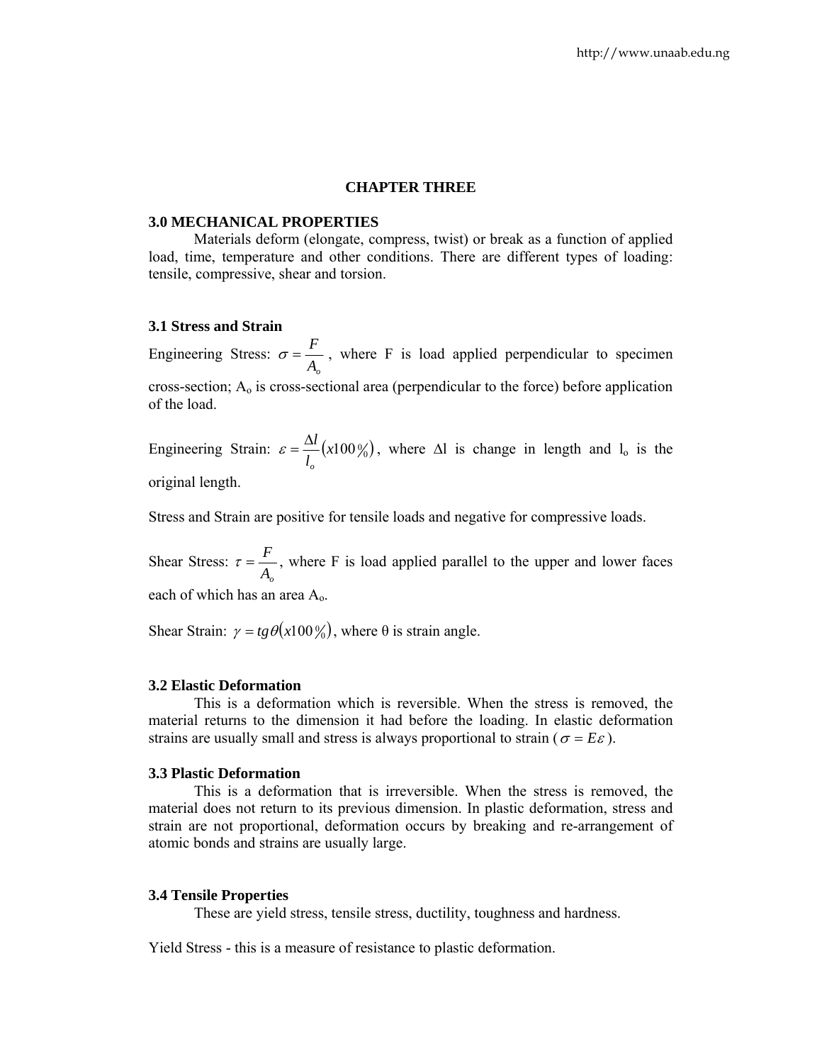# CHAPTER THREE

## 3.0 MECHANICAL PROPERTIES

Materials deform (elongate, compress, twist) or break as a function of applied load, time, temperature and other conditions. There are different types of loading: tensile, compressive, shear and torsion.

### 3.1 Stress and Strain

Engineering Stress: $\sigma = \frac{F}{A_o}$, where F is load applied perpendicular to specimen cross-section; $A_o$ is cross-sectional area (perpendicular to the force) before application of the load.

Engineering Strain: $\varepsilon = \frac{\Delta l}{l_o}\left(x100\%\right)$, where $\Delta l$ is change in length and $l_o$ is the original length.

Stress and Strain are positive for tensile loads and negative for compressive loads.

Shear Stress: $\tau = \frac{F}{A_o}$, where F is load applied parallel to the upper and lower faces each of which has an area $A_o$.

Shear Strain: $\gamma = tg\theta\left(x100\%\right)$, where θ is strain angle.

### 3.2 Elastic Deformation

This is a deformation which is reversible. When the stress is removed, the material returns to the dimension it had before the loading. In elastic deformation strains are usually small and stress is always proportional to strain ($\sigma = E\varepsilon$).

### 3.3 Plastic Deformation

This is a deformation that is irreversible. When the stress is removed, the material does not return to its previous dimension. In plastic deformation, stress and strain are not proportional, deformation occurs by breaking and re-arrangement of atomic bonds and strains are usually large.

### 3.4 Tensile Properties

These are yield stress, tensile stress, ductility, toughness and hardness.

Yield Stress - this is a measure of resistance to plastic deformation.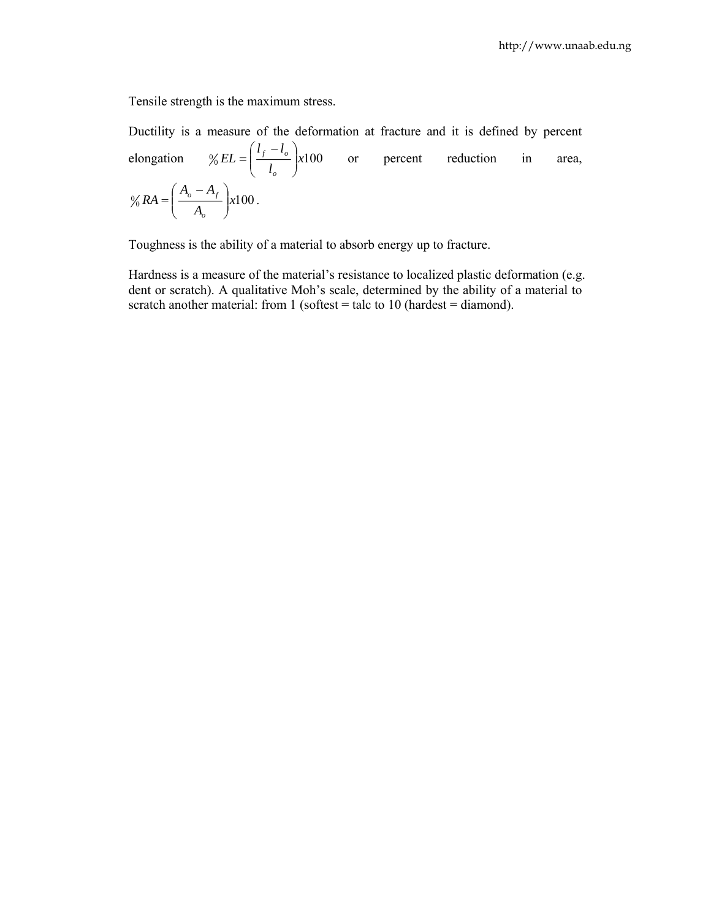Tensile strength is the maximum stress.

Ductility is a measure of the deformation at fracture and it is defined by percent elongation $\% EL = \left( \frac{l_f - l_o}{l_o} \right) x100$ or percent reduction in area, $\% RA = \left( \frac{A_o - A_f}{A_o} \right) x100$.

Toughness is the ability of a material to absorb energy up to fracture.

Hardness is a measure of the material's resistance to localized plastic deformation (e.g. dent or scratch). A qualitative Moh's scale, determined by the ability of a material to scratch another material: from 1 (softest = talc to 10 (hardest = diamond).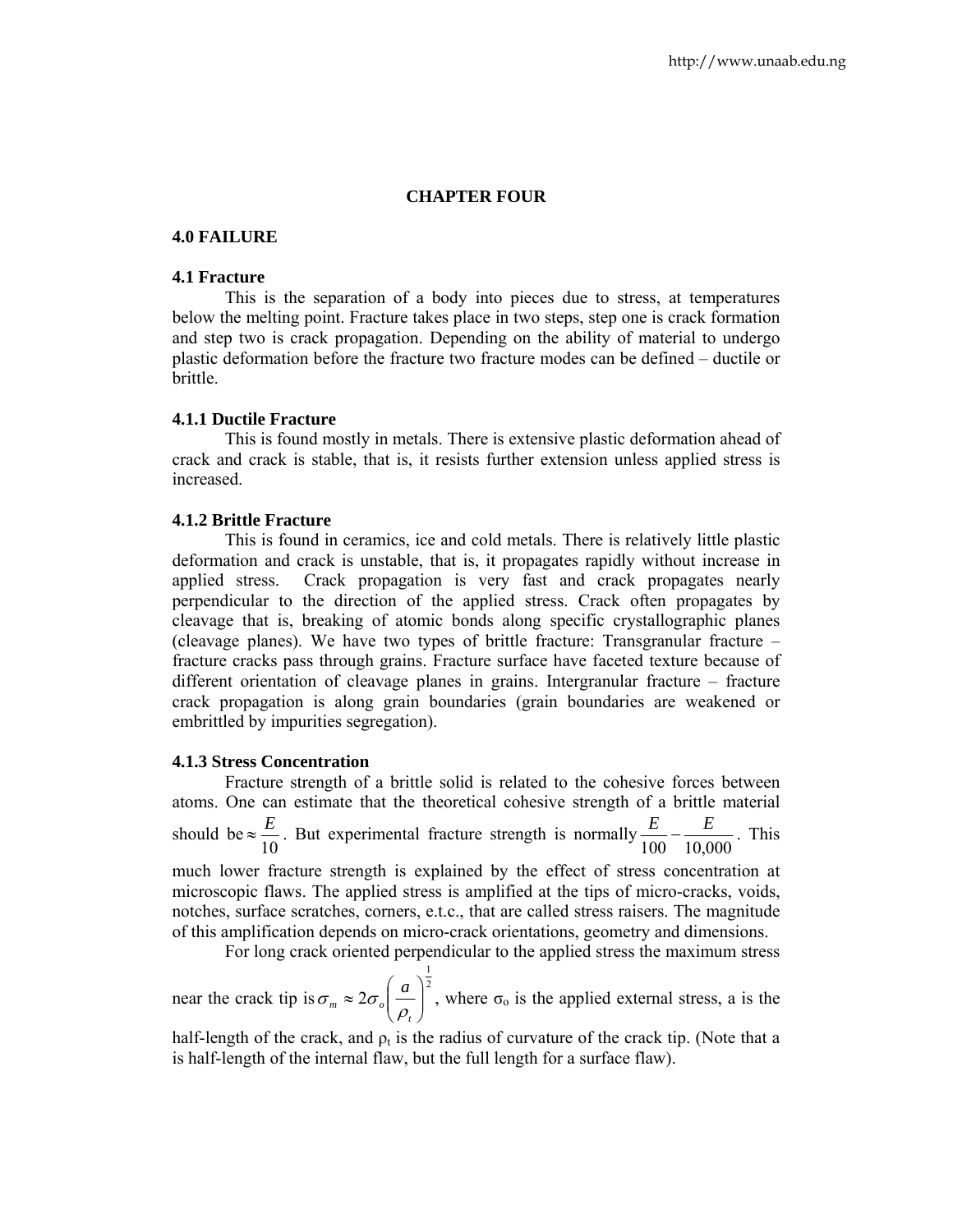# CHAPTER FOUR

## 4.0 FAILURE

### 4.1 Fracture

This is the separation of a body into pieces due to stress, at temperatures below the melting point. Fracture takes place in two steps, step one is crack formation and step two is crack propagation. Depending on the ability of material to undergo plastic deformation before the fracture two fracture modes can be defined – ductile or brittle.

#### 4.1.1 Ductile Fracture

This is found mostly in metals. There is extensive plastic deformation ahead of crack and crack is stable, that is, it resists further extension unless applied stress is increased.

#### 4.1.2 Brittle Fracture

This is found in ceramics, ice and cold metals. There is relatively little plastic deformation and crack is unstable, that is, it propagates rapidly without increase in applied stress. Crack propagation is very fast and crack propagates nearly perpendicular to the direction of the applied stress. Crack often propagates by cleavage that is, breaking of atomic bonds along specific crystallographic planes (cleavage planes). We have two types of brittle fracture: Transgranular fracture – fracture cracks pass through grains. Fracture surface have faceted texture because of different orientation of cleavage planes in grains. Intergranular fracture – fracture crack propagation is along grain boundaries (grain boundaries are weakened or embrittled by impurities segregation).

#### 4.1.3 Stress Concentration

Fracture strength of a brittle solid is related to the cohesive forces between atoms. One can estimate that the theoretical cohesive strength of a brittle material should be $\approx \frac{E}{10}$. But experimental fracture strength is normally $\frac{E}{100} - \frac{E}{10{,}000}$. This much lower fracture strength is explained by the effect of stress concentration at microscopic flaws. The applied stress is amplified at the tips of micro-cracks, voids, notches, surface scratches, corners, e.t.c., that are called stress raisers. The magnitude of this amplification depends on micro-crack orientations, geometry and dimensions.

For long crack oriented perpendicular to the applied stress the maximum stress near the crack tip is $\sigma_m \approx 2\sigma_o \left(\frac{a}{\rho_t}\right)^{\frac{1}{2}}$, where $\sigma_o$ is the applied external stress, a is the half-length of the crack, and $\rho_t$ is the radius of curvature of the crack tip. (Note that a is half-length of the internal flaw, but the full length for a surface flaw).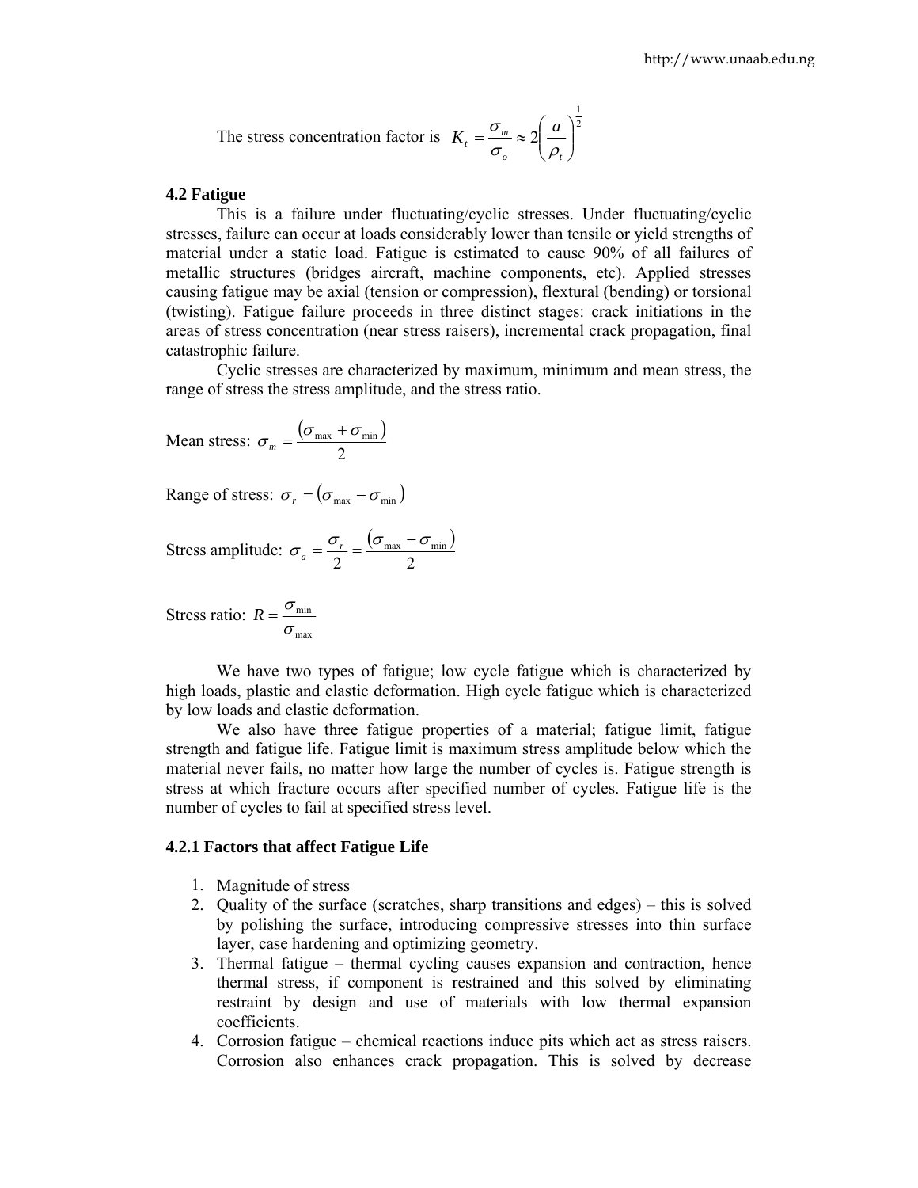The stress concentration factor is $K_t = \frac{\sigma_m}{\sigma_o} \approx 2\left(\frac{a}{\rho_t}\right)^{\frac{1}{2}}$

### 4.2 Fatigue

This is a failure under fluctuating/cyclic stresses. Under fluctuating/cyclic stresses, failure can occur at loads considerably lower than tensile or yield strengths of material under a static load. Fatigue is estimated to cause 90% of all failures of metallic structures (bridges aircraft, machine components, etc). Applied stresses causing fatigue may be axial (tension or compression), flextural (bending) or torsional (twisting). Fatigue failure proceeds in three distinct stages: crack initiations in the areas of stress concentration (near stress raisers), incremental crack propagation, final catastrophic failure.

Cyclic stresses are characterized by maximum, minimum and mean stress, the range of stress the stress amplitude, and the stress ratio.

Mean stress: $\sigma_m = \frac{(\sigma_{\max} + \sigma_{\min})}{2}$

Range of stress: $\sigma_r = (\sigma_{\max} - \sigma_{\min})$

Stress amplitude: $\sigma_a = \frac{\sigma_r}{2} = \frac{(\sigma_{\max} - \sigma_{\min})}{2}$

Stress ratio: $R = \frac{\sigma_{\min}}{\sigma_{\max}}$

We have two types of fatigue; low cycle fatigue which is characterized by high loads, plastic and elastic deformation. High cycle fatigue which is characterized by low loads and elastic deformation.

We also have three fatigue properties of a material; fatigue limit, fatigue strength and fatigue life. Fatigue limit is maximum stress amplitude below which the material never fails, no matter how large the number of cycles is. Fatigue strength is stress at which fracture occurs after specified number of cycles. Fatigue life is the number of cycles to fail at specified stress level.

#### 4.2.1 Factors that affect Fatigue Life

1. Magnitude of stress
2. Quality of the surface (scratches, sharp transitions and edges) – this is solved by polishing the surface, introducing compressive stresses into thin surface layer, case hardening and optimizing geometry.
3. Thermal fatigue – thermal cycling causes expansion and contraction, hence thermal stress, if component is restrained and this solved by eliminating restraint by design and use of materials with low thermal expansion coefficients.
4. Corrosion fatigue – chemical reactions induce pits which act as stress raisers. Corrosion also enhances crack propagation. This is solved by decrease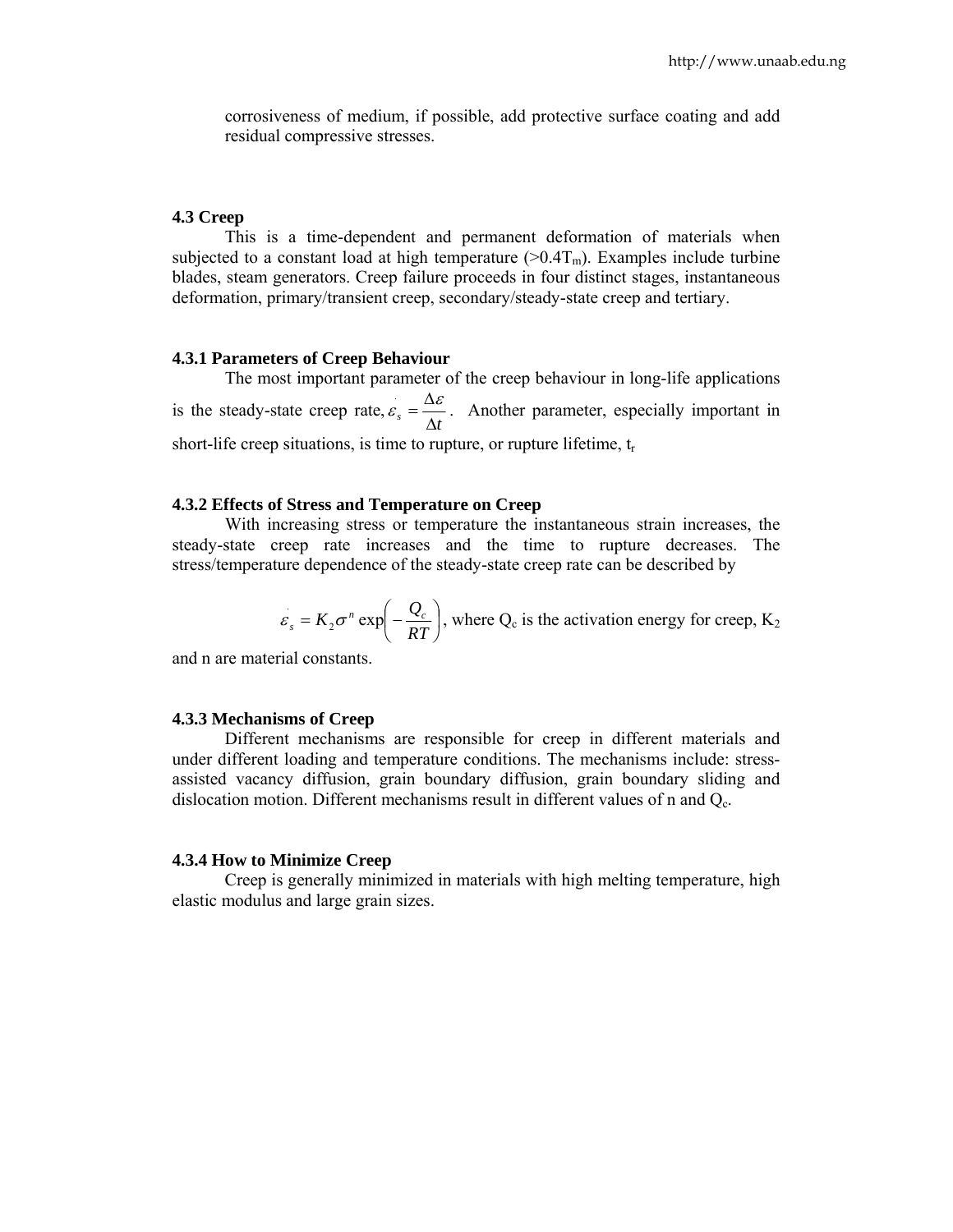corrosiveness of medium, if possible, add protective surface coating and add residual compressive stresses.

### 4.3 Creep

This is a time-dependent and permanent deformation of materials when subjected to a constant load at high temperature ($>0.4T_m$). Examples include turbine blades, steam generators. Creep failure proceeds in four distinct stages, instantaneous deformation, primary/transient creep, secondary/steady-state creep and tertiary.

#### 4.3.1 Parameters of Creep Behaviour

The most important parameter of the creep behaviour in long-life applications is the steady-state creep rate, $\dot{\varepsilon}_s = \frac{\Delta \varepsilon}{\Delta t}$. Another parameter, especially important in short-life creep situations, is time to rupture, or rupture lifetime, $t_r$

#### 4.3.2 Effects of Stress and Temperature on Creep

With increasing stress or temperature the instantaneous strain increases, the steady-state creep rate increases and the time to rupture decreases. The stress/temperature dependence of the steady-state creep rate can be described by

$$\dot{\varepsilon}_s = K_2 \sigma^n \exp\left(-\frac{Q_c}{RT}\right)$$, where $Q_c$ is the activation energy for creep, $K_2$ and n are material constants.

#### 4.3.3 Mechanisms of Creep

Different mechanisms are responsible for creep in different materials and under different loading and temperature conditions. The mechanisms include: stress-assisted vacancy diffusion, grain boundary diffusion, grain boundary sliding and dislocation motion. Different mechanisms result in different values of n and $Q_c$.

#### 4.3.4 How to Minimize Creep

Creep is generally minimized in materials with high melting temperature, high elastic modulus and large grain sizes.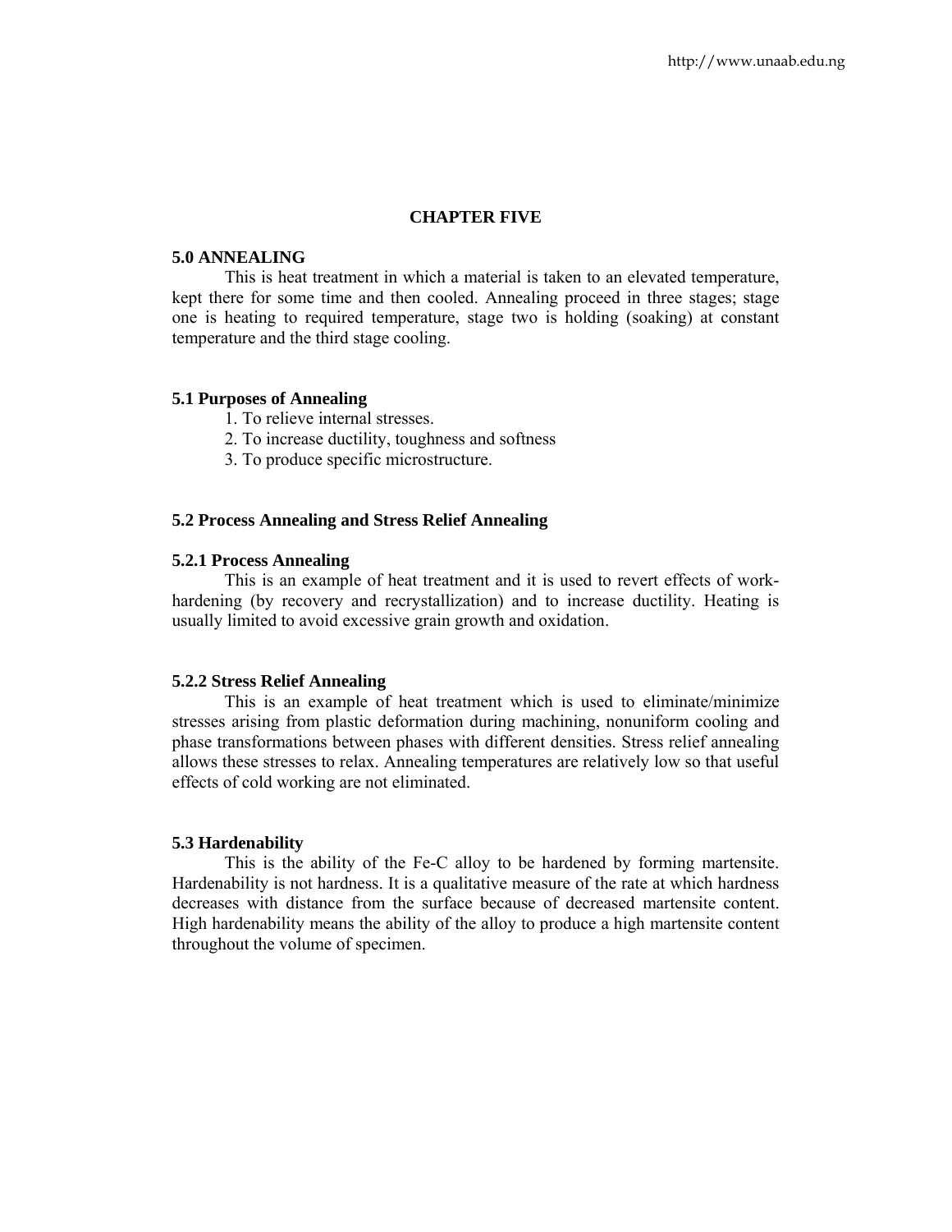# CHAPTER FIVE

## 5.0 ANNEALING

This is heat treatment in which a material is taken to an elevated temperature, kept there for some time and then cooled. Annealing proceed in three stages; stage one is heating to required temperature, stage two is holding (soaking) at constant temperature and the third stage cooling.

## 5.1 Purposes of Annealing

1. To relieve internal stresses.
2. To increase ductility, toughness and softness
3. To produce specific microstructure.

## 5.2 Process Annealing and Stress Relief Annealing

### 5.2.1 Process Annealing

This is an example of heat treatment and it is used to revert effects of work-hardening (by recovery and recrystallization) and to increase ductility. Heating is usually limited to avoid excessive grain growth and oxidation.

### 5.2.2 Stress Relief Annealing

This is an example of heat treatment which is used to eliminate/minimize stresses arising from plastic deformation during machining, nonuniform cooling and phase transformations between phases with different densities. Stress relief annealing allows these stresses to relax. Annealing temperatures are relatively low so that useful effects of cold working are not eliminated.

## 5.3 Hardenability

This is the ability of the Fe-C alloy to be hardened by forming martensite. Hardenability is not hardness. It is a qualitative measure of the rate at which hardness decreases with distance from the surface because of decreased martensite content. High hardenability means the ability of the alloy to produce a high martensite content throughout the volume of specimen.